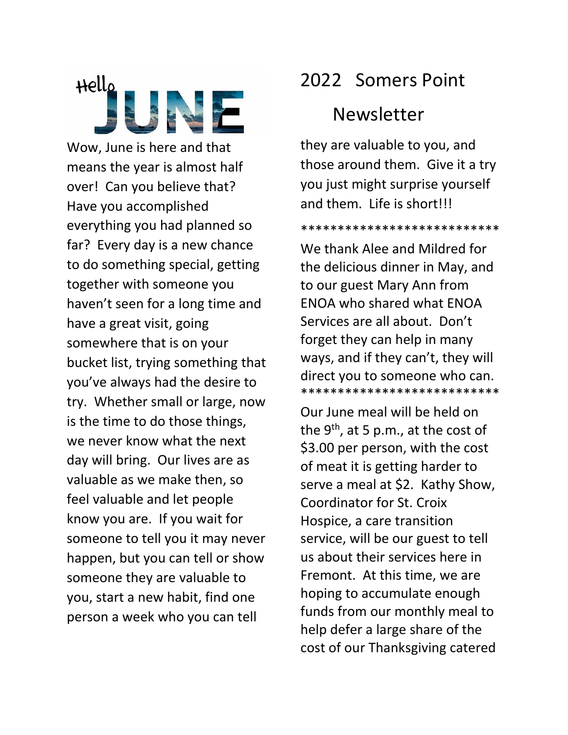# 2022 Somers Point Newsletter

Hello JUNE

Wow, June is here and that means the year is almost half over! Can you believe that? Have you accomplished everything you had planned so far? Every day is a new chance to do something special, getting together with someone you haven't seen for a long time and have a great visit, going somewhere that is on your bucket list, trying something that you've always had the desire to try. Whether small or large, now is the time to do those things, we never know what the next day will bring. Our lives are as valuable as we make then, so feel valuable and let people know you are. If you wait for someone to tell you it may never happen, but you can tell or show someone they are valuable to you, start a new habit, find one person a week who you can tell they are valuable to you, and those around them. Give it a try you just might surprise yourself and them. Life is short!!!

***************************

We thank Alee and Mildred for the delicious dinner in May, and to our guest Mary Ann from ENOA who shared what ENOA Services are all about. Don't forget they can help in many ways, and if they can't, they will direct you to someone who can.

***************************

Our June meal will be held on the 9th, at 5 p.m., at the cost of $3.00 per person, with the cost of meat it is getting harder to serve a meal at $2. Kathy Show, Coordinator for St. Croix Hospice, a care transition service, will be our guest to tell us about their services here in Fremont. At this time, we are hoping to accumulate enough funds from our monthly meal to help defer a large share of the cost of our Thanksgiving catered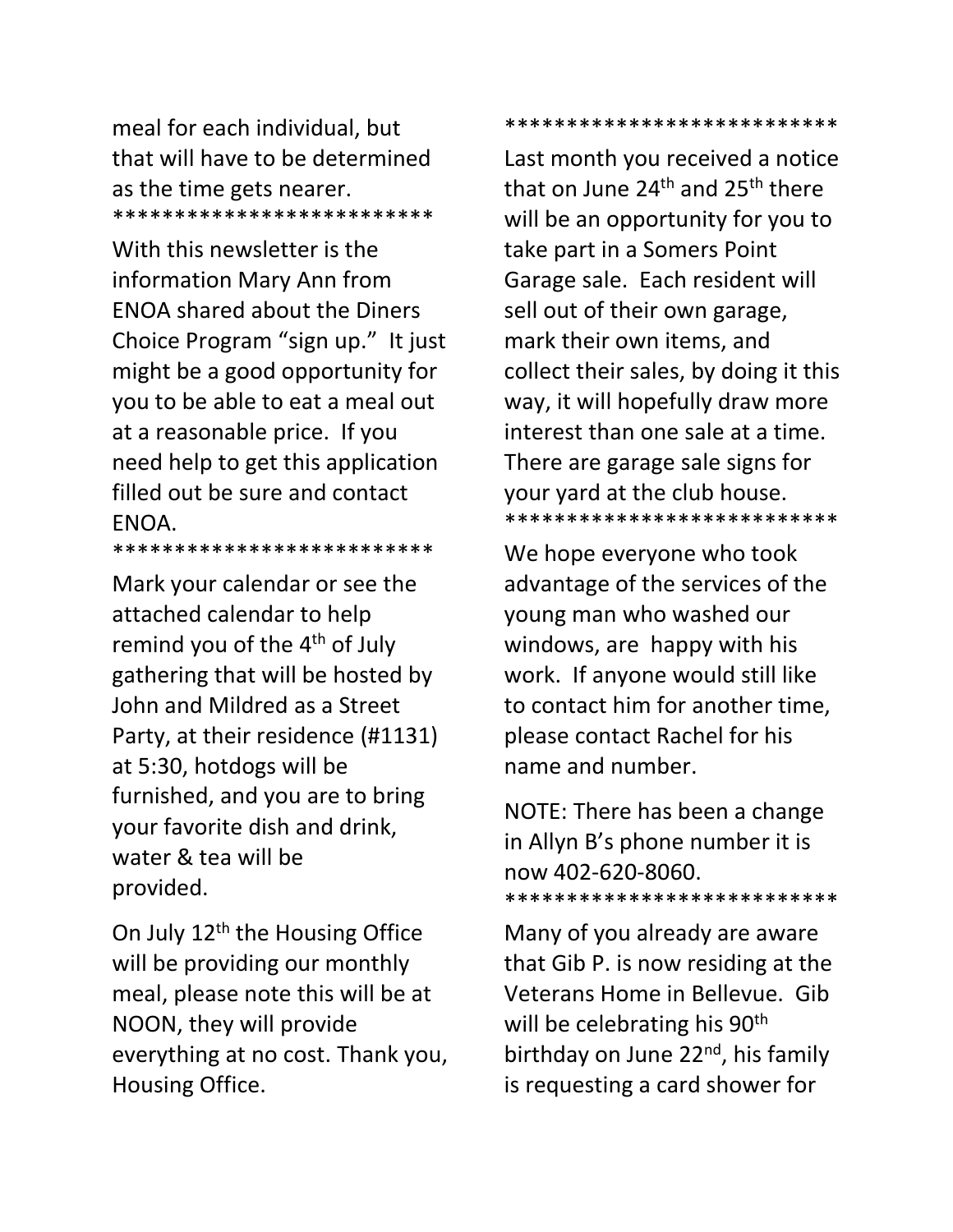meal for each individual, but that will have to be determined as the time gets nearer.

**************************

With this newsletter is the information Mary Ann from ENOA shared about the Diners Choice Program "sign up." It just might be a good opportunity for you to be able to eat a meal out at a reasonable price. If you need help to get this application filled out be sure and contact ENOA.

**************************

Mark your calendar or see the attached calendar to help remind you of the 4th of July gathering that will be hosted by John and Mildred as a Street Party, at their residence (#1131) at 5:30, hotdogs will be furnished, and you are to bring your favorite dish and drink, water & tea will be provided.

On July 12th the Housing Office will be providing our monthly meal, please note this will be at NOON, they will provide everything at no cost. Thank you, Housing Office.

***************************

Last month you received a notice that on June 24th and 25th there will be an opportunity for you to take part in a Somers Point Garage sale. Each resident will sell out of their own garage, mark their own items, and collect their sales, by doing it this way, it will hopefully draw more interest than one sale at a time. There are garage sale signs for your yard at the club house.

***************************

We hope everyone who took advantage of the services of the young man who washed our windows, are happy with his work. If anyone would still like to contact him for another time, please contact Rachel for his name and number.

NOTE: There has been a change in Allyn B's phone number it is now 402-620-8060.

***************************

Many of you already are aware that Gib P. is now residing at the Veterans Home in Bellevue. Gib will be celebrating his 90th birthday on June 22nd, his family is requesting a card shower for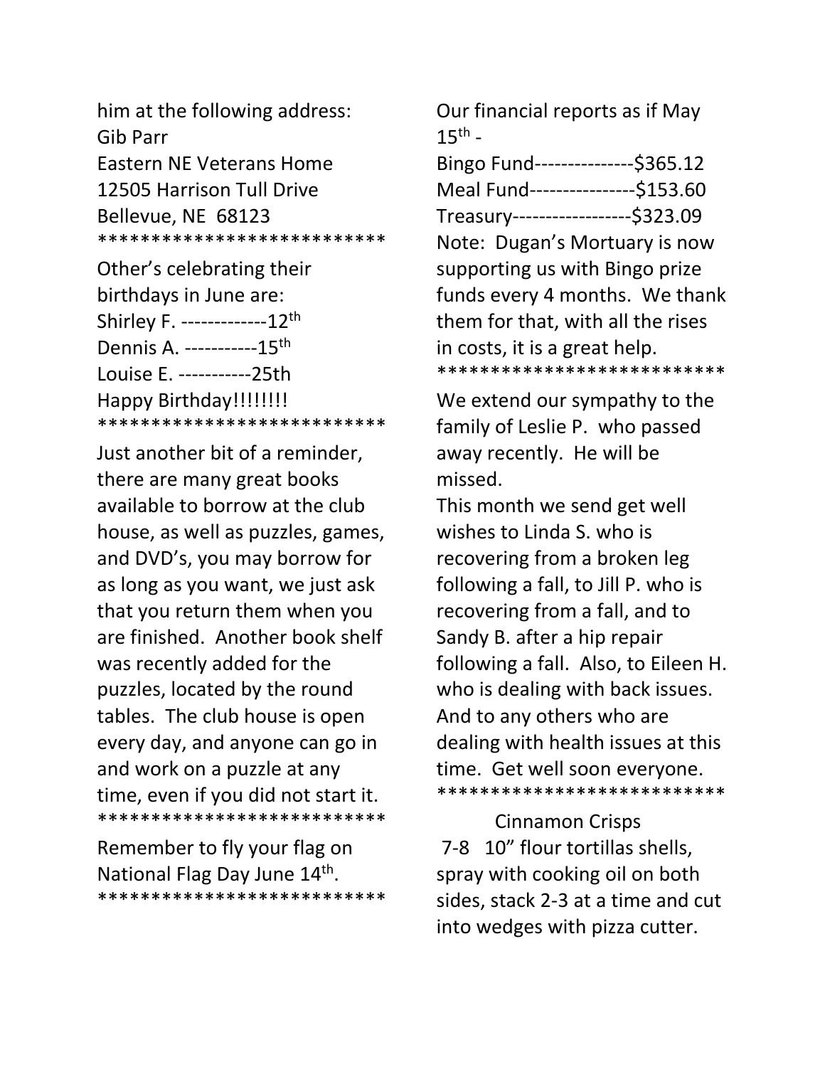him at the following address:
Gib Parr
Eastern NE Veterans Home
12505 Harrison Tull Drive
Bellevue, NE 68123
***************************

Other's celebrating their birthdays in June are:
Shirley F. -------------12th
Dennis A. -----------15th
Louise E. -----------25th
Happy Birthday!!!!!!!!
***************************

Just another bit of a reminder, there are many great books available to borrow at the club house, as well as puzzles, games, and DVD's, you may borrow for as long as you want, we just ask that you return them when you are finished. Another book shelf was recently added for the puzzles, located by the round tables. The club house is open every day, and anyone can go in and work on a puzzle at any time, even if you did not start it.
***************************

Remember to fly your flag on National Flag Day June 14th.
***************************

Our financial reports as if May 15th -
Bingo Fund---------------$365.12
Meal Fund----------------$153.60
Treasury------------------$323.09
Note: Dugan's Mortuary is now supporting us with Bingo prize funds every 4 months. We thank them for that, with all the rises in costs, it is a great help.
***************************

We extend our sympathy to the family of Leslie P. who passed away recently. He will be missed.
This month we send get well wishes to Linda S. who is recovering from a broken leg following a fall, to Jill P. who is recovering from a fall, and to Sandy B. after a hip repair following a fall. Also, to Eileen H. who is dealing with back issues. And to any others who are dealing with health issues at this time. Get well soon everyone.
***************************

Cinnamon Crisps

7-8 10" flour tortillas shells, spray with cooking oil on both sides, stack 2-3 at a time and cut into wedges with pizza cutter.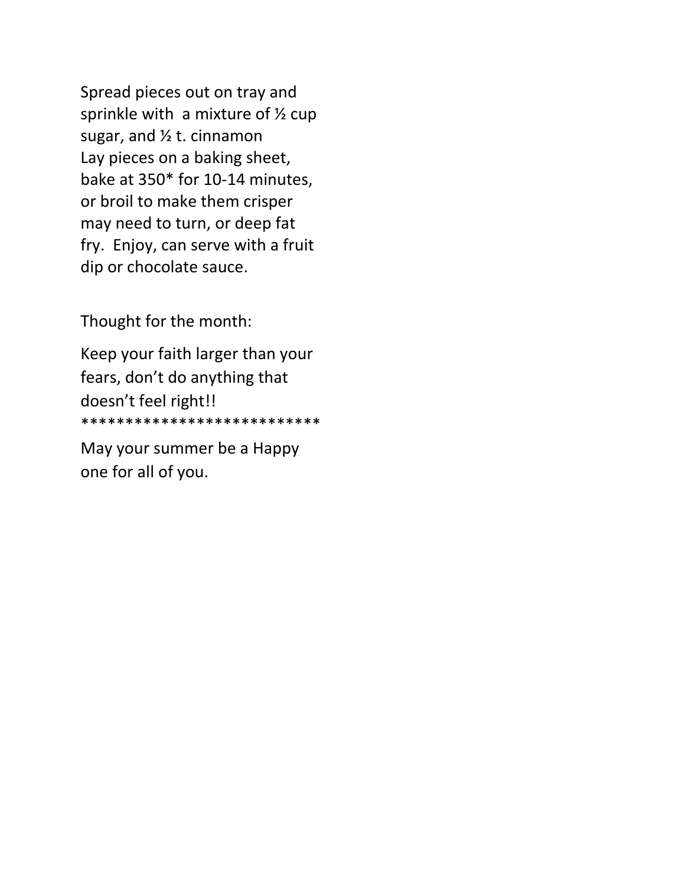Spread pieces out on tray and sprinkle with a mixture of ½ cup sugar, and ½ t. cinnamon
Lay pieces on a baking sheet, bake at 350* for 10-14 minutes, or broil to make them crisper may need to turn, or deep fat fry. Enjoy, can serve with a fruit dip or chocolate sauce.

Thought for the month:

Keep your faith larger than your fears, don't do anything that doesn't feel right!!
***************************

May your summer be a Happy one for all of you.